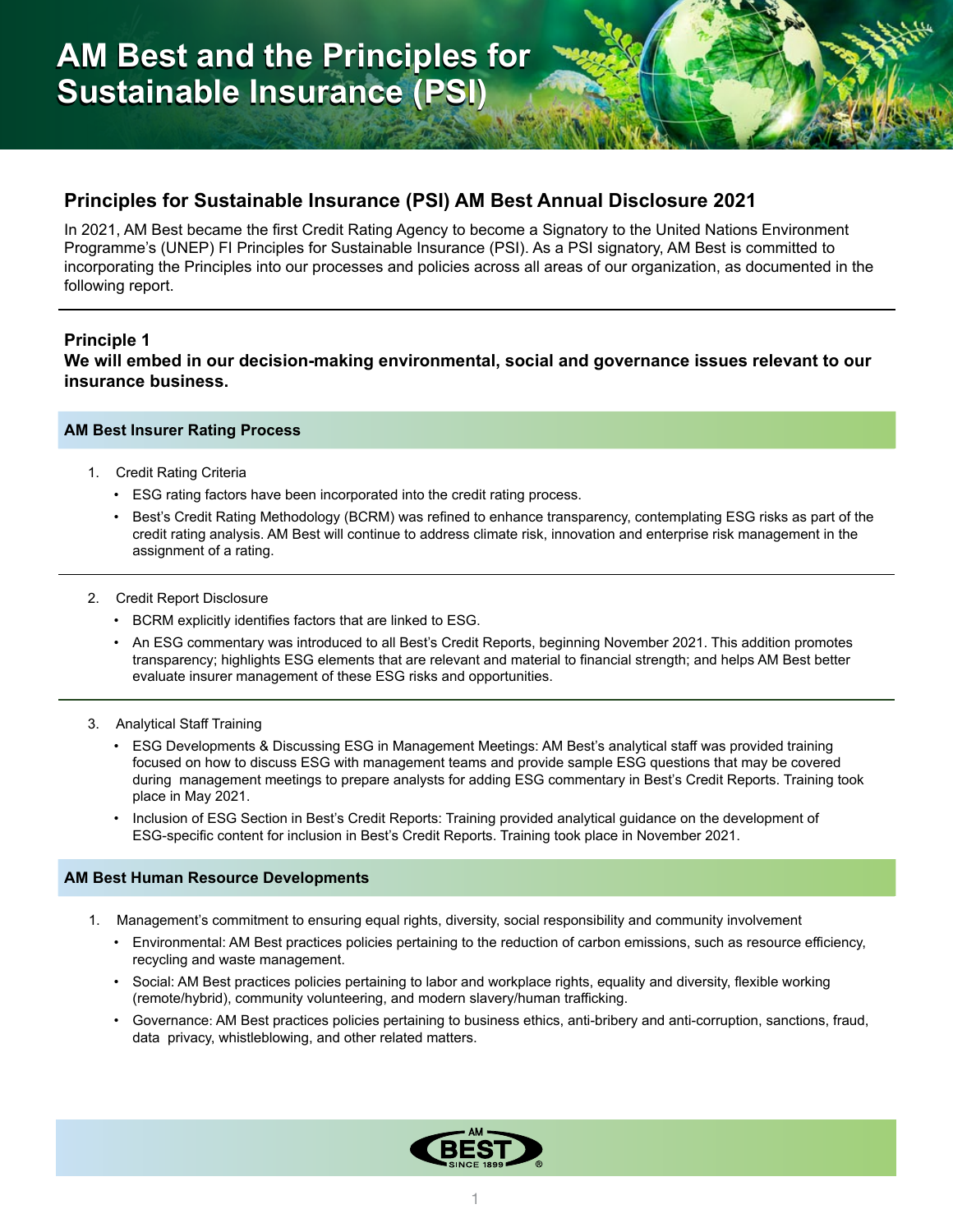# AM Best and the Principles for Sustainable Insurance (PSI)

## Principles for Sustainable Insurance (PSI) AM Best Annual Disclosure 2021

In 2021, AM Best became the first Credit Rating Agency to become a Signatory to the United Nations Environment Programme's (UNEP) FI Principles for Sustainable Insurance (PSI). As a PSI signatory, AM Best is committed to incorporating the Principles into our processes and policies across all areas of our organization, as documented in the following report.

---

### Principle 1

**We will embed in our decision-making environmental, social and governance issues relevant to our insurance business.**

#### AM Best Insurer Rating Process

1. Credit Rating Criteria
   - ESG rating factors have been incorporated into the credit rating process.
   - Best's Credit Rating Methodology (BCRM) was refined to enhance transparency, contemplating ESG risks as part of the credit rating analysis. AM Best will continue to address climate risk, innovation and enterprise risk management in the assignment of a rating.

2. Credit Report Disclosure
   - BCRM explicitly identifies factors that are linked to ESG.
   - An ESG commentary was introduced to all Best's Credit Reports, beginning November 2021. This addition promotes transparency; highlights ESG elements that are relevant and material to financial strength; and helps AM Best better evaluate insurer management of these ESG risks and opportunities.

3. Analytical Staff Training
   - ESG Developments & Discussing ESG in Management Meetings: AM Best's analytical staff was provided training focused on how to discuss ESG with management teams and provide sample ESG questions that may be covered during management meetings to prepare analysts for adding ESG commentary in Best's Credit Reports. Training took place in May 2021.
   - Inclusion of ESG Section in Best's Credit Reports: Training provided analytical guidance on the development of ESG-specific content for inclusion in Best's Credit Reports. Training took place in November 2021.

#### AM Best Human Resource Developments

1. Management's commitment to ensuring equal rights, diversity, social responsibility and community involvement
   - Environmental: AM Best practices policies pertaining to the reduction of carbon emissions, such as resource efficiency, recycling and waste management.
   - Social: AM Best practices policies pertaining to labor and workplace rights, equality and diversity, flexible working (remote/hybrid), community volunteering, and modern slavery/human trafficking.
   - Governance: AM Best practices policies pertaining to business ethics, anti-bribery and anti-corruption, sanctions, fraud, data privacy, whistleblowing, and other related matters.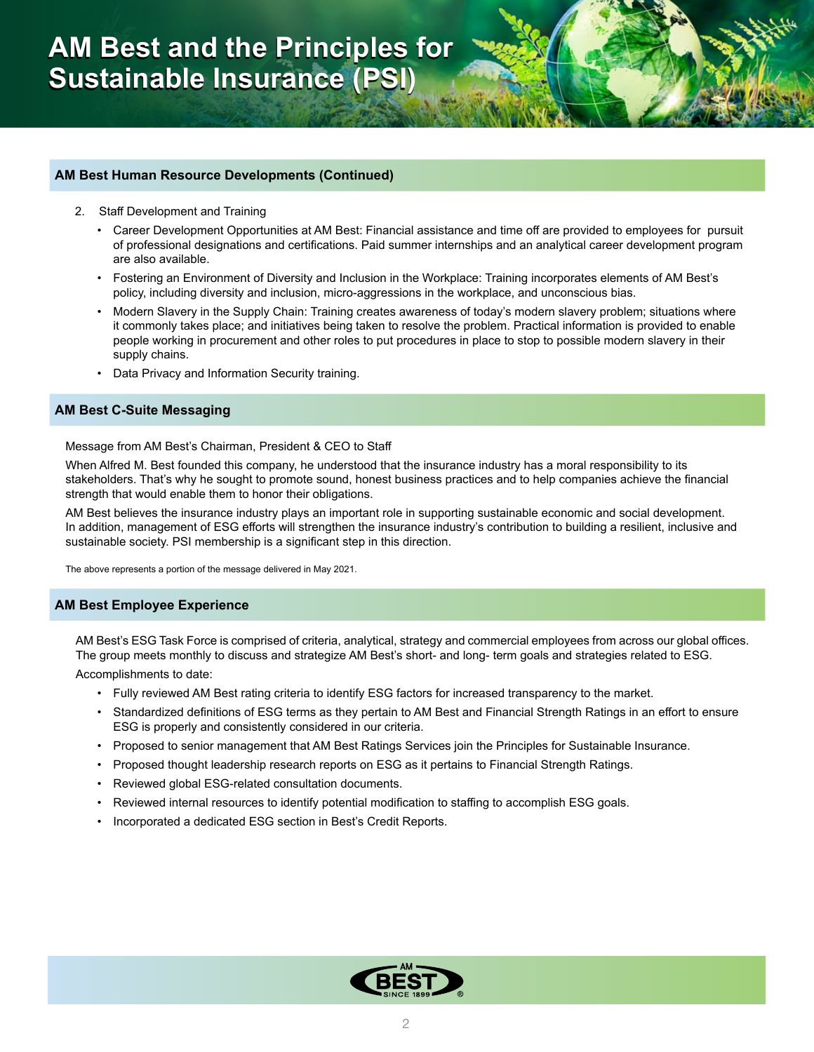# AM Best and the Principles for Sustainable Insurance (PSI)

## AM Best Human Resource Developments (Continued)

2. Staff Development and Training
   - Career Development Opportunities at AM Best: Financial assistance and time off are provided to employees for pursuit of professional designations and certifications. Paid summer internships and an analytical career development program are also available.
   - Fostering an Environment of Diversity and Inclusion in the Workplace: Training incorporates elements of AM Best's policy, including diversity and inclusion, micro-aggressions in the workplace, and unconscious bias.
   - Modern Slavery in the Supply Chain: Training creates awareness of today's modern slavery problem; situations where it commonly takes place; and initiatives being taken to resolve the problem. Practical information is provided to enable people working in procurement and other roles to put procedures in place to stop to possible modern slavery in their supply chains.
   - Data Privacy and Information Security training.

## AM Best C-Suite Messaging

Message from AM Best's Chairman, President & CEO to Staff

When Alfred M. Best founded this company, he understood that the insurance industry has a moral responsibility to its stakeholders. That's why he sought to promote sound, honest business practices and to help companies achieve the financial strength that would enable them to honor their obligations.

AM Best believes the insurance industry plays an important role in supporting sustainable economic and social development. In addition, management of ESG efforts will strengthen the insurance industry's contribution to building a resilient, inclusive and sustainable society. PSI membership is a significant step in this direction.

The above represents a portion of the message delivered in May 2021.

## AM Best Employee Experience

AM Best's ESG Task Force is comprised of criteria, analytical, strategy and commercial employees from across our global offices. The group meets monthly to discuss and strategize AM Best's short- and long- term goals and strategies related to ESG.

Accomplishments to date:

- Fully reviewed AM Best rating criteria to identify ESG factors for increased transparency to the market.
- Standardized definitions of ESG terms as they pertain to AM Best and Financial Strength Ratings in an effort to ensure ESG is properly and consistently considered in our criteria.
- Proposed to senior management that AM Best Ratings Services join the Principles for Sustainable Insurance.
- Proposed thought leadership research reports on ESG as it pertains to Financial Strength Ratings.
- Reviewed global ESG-related consultation documents.
- Reviewed internal resources to identify potential modification to staffing to accomplish ESG goals.
- Incorporated a dedicated ESG section in Best's Credit Reports.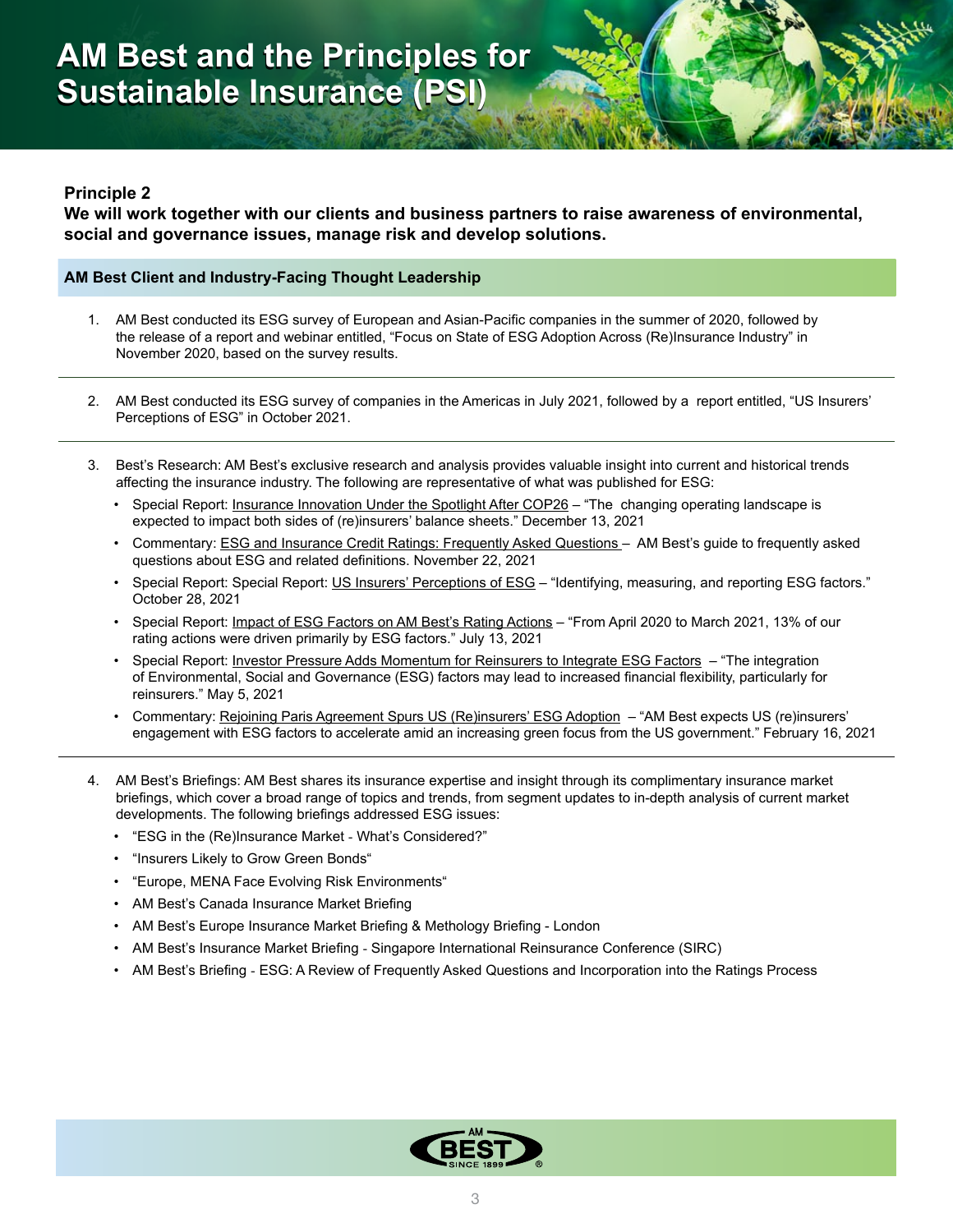# AM Best and the Principles for Sustainable Insurance (PSI)

**Principle 2**
**We will work together with our clients and business partners to raise awareness of environmental, social and governance issues, manage risk and develop solutions.**

### AM Best Client and Industry-Facing Thought Leadership

1. AM Best conducted its ESG survey of European and Asian-Pacific companies in the summer of 2020, followed by the release of a report and webinar entitled, "Focus on State of ESG Adoption Across (Re)Insurance Industry" in November 2020, based on the survey results.

2. AM Best conducted its ESG survey of companies in the Americas in July 2021, followed by a report entitled, "US Insurers' Perceptions of ESG" in October 2021.

3. Best's Research: AM Best's exclusive research and analysis provides valuable insight into current and historical trends affecting the insurance industry. The following are representative of what was published for ESG:
   - Special Report: Insurance Innovation Under the Spotlight After COP26 – "The changing operating landscape is expected to impact both sides of (re)insurers' balance sheets." December 13, 2021
   - Commentary: ESG and Insurance Credit Ratings: Frequently Asked Questions – AM Best's guide to frequently asked questions about ESG and related definitions. November 22, 2021
   - Special Report: Special Report: US Insurers' Perceptions of ESG – "Identifying, measuring, and reporting ESG factors." October 28, 2021
   - Special Report: Impact of ESG Factors on AM Best's Rating Actions – "From April 2020 to March 2021, 13% of our rating actions were driven primarily by ESG factors." July 13, 2021
   - Special Report: Investor Pressure Adds Momentum for Reinsurers to Integrate ESG Factors – "The integration of Environmental, Social and Governance (ESG) factors may lead to increased financial flexibility, particularly for reinsurers." May 5, 2021
   - Commentary: Rejoining Paris Agreement Spurs US (Re)insurers' ESG Adoption – "AM Best expects US (re)insurers' engagement with ESG factors to accelerate amid an increasing green focus from the US government." February 16, 2021

4. AM Best's Briefings: AM Best shares its insurance expertise and insight through its complimentary insurance market briefings, which cover a broad range of topics and trends, from segment updates to in-depth analysis of current market developments. The following briefings addressed ESG issues:
   - "ESG in the (Re)Insurance Market - What's Considered?"
   - "Insurers Likely to Grow Green Bonds"
   - "Europe, MENA Face Evolving Risk Environments"
   - AM Best's Canada Insurance Market Briefing
   - AM Best's Europe Insurance Market Briefing & Methology Briefing - London
   - AM Best's Insurance Market Briefing - Singapore International Reinsurance Conference (SIRC)
   - AM Best's Briefing - ESG: A Review of Frequently Asked Questions and Incorporation into the Ratings Process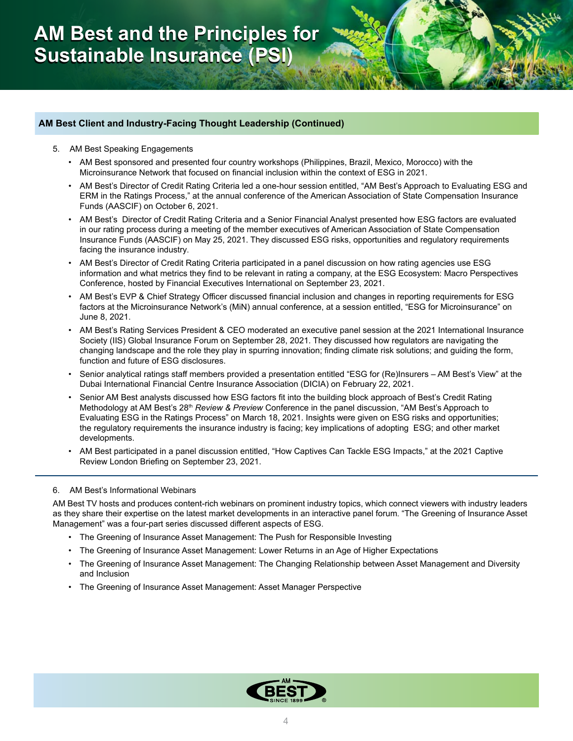# AM Best and the Principles for Sustainable Insurance (PSI)

## AM Best Client and Industry-Facing Thought Leadership (Continued)

5. AM Best Speaking Engagements
   - AM Best sponsored and presented four country workshops (Philippines, Brazil, Mexico, Morocco) with the Microinsurance Network that focused on financial inclusion within the context of ESG in 2021.
   - AM Best's Director of Credit Rating Criteria led a one-hour session entitled, "AM Best's Approach to Evaluating ESG and ERM in the Ratings Process," at the annual conference of the American Association of State Compensation Insurance Funds (AASCIF) on October 6, 2021.
   - AM Best's Director of Credit Rating Criteria and a Senior Financial Analyst presented how ESG factors are evaluated in our rating process during a meeting of the member executives of American Association of State Compensation Insurance Funds (AASCIF) on May 25, 2021. They discussed ESG risks, opportunities and regulatory requirements facing the insurance industry.
   - AM Best's Director of Credit Rating Criteria participated in a panel discussion on how rating agencies use ESG information and what metrics they find to be relevant in rating a company, at the ESG Ecosystem: Macro Perspectives Conference, hosted by Financial Executives International on September 23, 2021.
   - AM Best's EVP & Chief Strategy Officer discussed financial inclusion and changes in reporting requirements for ESG factors at the Microinsurance Network's (MiN) annual conference, at a session entitled, "ESG for Microinsurance" on June 8, 2021.
   - AM Best's Rating Services President & CEO moderated an executive panel session at the 2021 International Insurance Society (IIS) Global Insurance Forum on September 28, 2021. They discussed how regulators are navigating the changing landscape and the role they play in spurring innovation; finding climate risk solutions; and guiding the form, function and future of ESG disclosures.
   - Senior analytical ratings staff members provided a presentation entitled "ESG for (Re)Insurers – AM Best's View" at the Dubai International Financial Centre Insurance Association (DICIA) on February 22, 2021.
   - Senior AM Best analysts discussed how ESG factors fit into the building block approach of Best's Credit Rating Methodology at AM Best's 28th *Review & Preview* Conference in the panel discussion, "AM Best's Approach to Evaluating ESG in the Ratings Process" on March 18, 2021. Insights were given on ESG risks and opportunities; the regulatory requirements the insurance industry is facing; key implications of adopting ESG; and other market developments.
   - AM Best participated in a panel discussion entitled, "How Captives Can Tackle ESG Impacts," at the 2021 Captive Review London Briefing on September 23, 2021.

6. AM Best's Informational Webinars

AM Best TV hosts and produces content-rich webinars on prominent industry topics, which connect viewers with industry leaders as they share their expertise on the latest market developments in an interactive panel forum. "The Greening of Insurance Asset Management" was a four-part series discussed different aspects of ESG.

- The Greening of Insurance Asset Management: The Push for Responsible Investing
- The Greening of Insurance Asset Management: Lower Returns in an Age of Higher Expectations
- The Greening of Insurance Asset Management: The Changing Relationship between Asset Management and Diversity and Inclusion
- The Greening of Insurance Asset Management: Asset Manager Perspective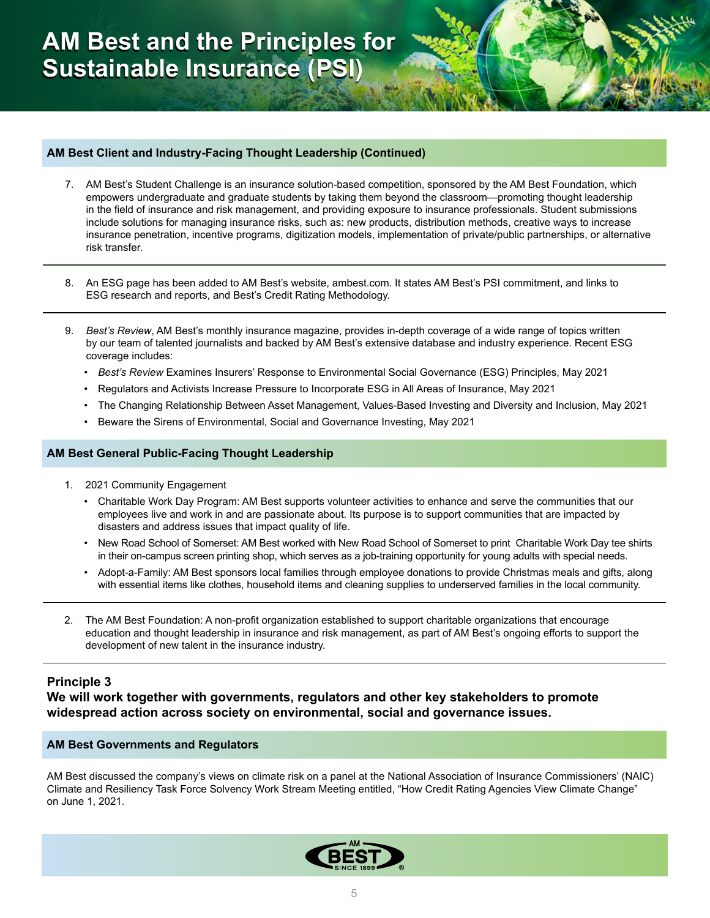# AM Best and the Principles for Sustainable Insurance (PSI)

## AM Best Client and Industry-Facing Thought Leadership (Continued)

7. AM Best's Student Challenge is an insurance solution-based competition, sponsored by the AM Best Foundation, which empowers undergraduate and graduate students by taking them beyond the classroom—promoting thought leadership in the field of insurance and risk management, and providing exposure to insurance professionals. Student submissions include solutions for managing insurance risks, such as: new products, distribution methods, creative ways to increase insurance penetration, incentive programs, digitization models, implementation of private/public partnerships, or alternative risk transfer.

8. An ESG page has been added to AM Best's website, ambest.com. It states AM Best's PSI commitment, and links to ESG research and reports, and Best's Credit Rating Methodology.

9. *Best's Review*, AM Best's monthly insurance magazine, provides in-depth coverage of a wide range of topics written by our team of talented journalists and backed by AM Best's extensive database and industry experience. Recent ESG coverage includes:
   - *Best's Review* Examines Insurers' Response to Environmental Social Governance (ESG) Principles, May 2021
   - Regulators and Activists Increase Pressure to Incorporate ESG in All Areas of Insurance, May 2021
   - The Changing Relationship Between Asset Management, Values-Based Investing and Diversity and Inclusion, May 2021
   - Beware the Sirens of Environmental, Social and Governance Investing, May 2021

## AM Best General Public-Facing Thought Leadership

1. 2021 Community Engagement
   - Charitable Work Day Program: AM Best supports volunteer activities to enhance and serve the communities that our employees live and work in and are passionate about. Its purpose is to support communities that are impacted by disasters and address issues that impact quality of life.
   - New Road School of Somerset: AM Best worked with New Road School of Somerset to print Charitable Work Day tee shirts in their on-campus screen printing shop, which serves as a job-training opportunity for young adults with special needs.
   - Adopt-a-Family: AM Best sponsors local families through employee donations to provide Christmas meals and gifts, along with essential items like clothes, household items and cleaning supplies to underserved families in the local community.

2. The AM Best Foundation: A non-profit organization established to support charitable organizations that encourage education and thought leadership in insurance and risk management, as part of AM Best's ongoing efforts to support the development of new talent in the insurance industry.

## Principle 3
**We will work together with governments, regulators and other key stakeholders to promote widespread action across society on environmental, social and governance issues.**

## AM Best Governments and Regulators

AM Best discussed the company's views on climate risk on a panel at the National Association of Insurance Commissioners' (NAIC) Climate and Resiliency Task Force Solvency Work Stream Meeting entitled, "How Credit Rating Agencies View Climate Change" on June 1, 2021.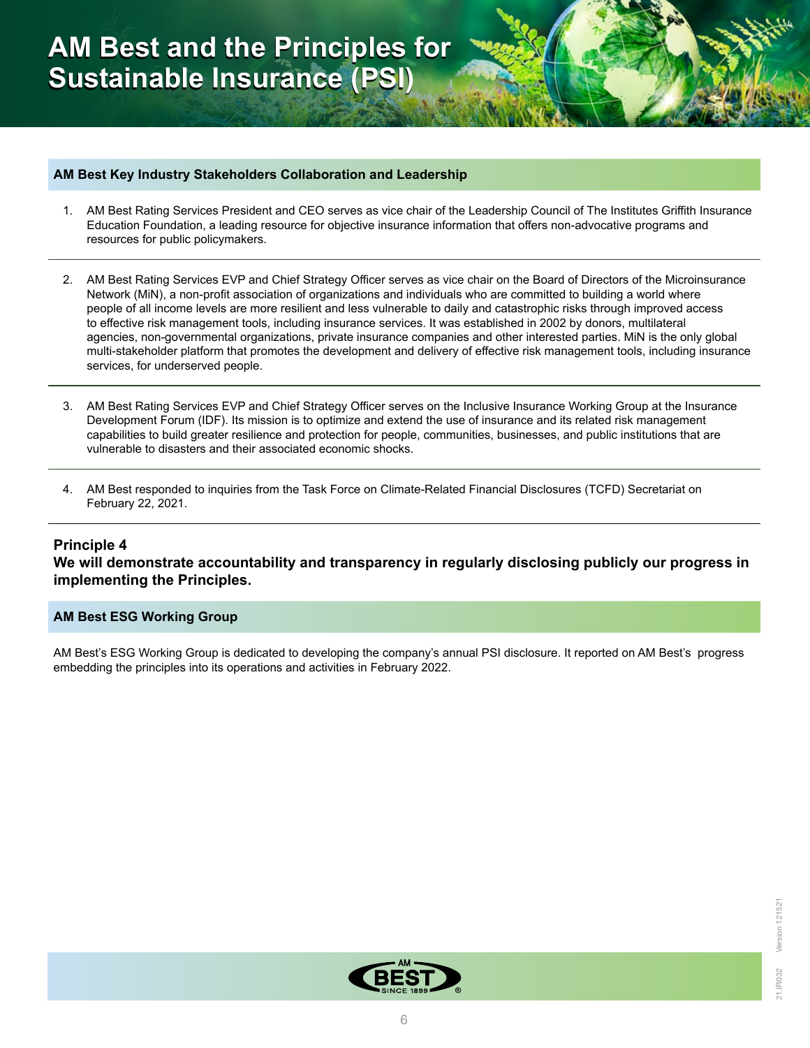# AM Best and the Principles for Sustainable Insurance (PSI)

## AM Best Key Industry Stakeholders Collaboration and Leadership

1. AM Best Rating Services President and CEO serves as vice chair of the Leadership Council of The Institutes Griffith Insurance Education Foundation, a leading resource for objective insurance information that offers non-advocative programs and resources for public policymakers.

2. AM Best Rating Services EVP and Chief Strategy Officer serves as vice chair on the Board of Directors of the Microinsurance Network (MiN), a non-profit association of organizations and individuals who are committed to building a world where people of all income levels are more resilient and less vulnerable to daily and catastrophic risks through improved access to effective risk management tools, including insurance services. It was established in 2002 by donors, multilateral agencies, non-governmental organizations, private insurance companies and other interested parties. MiN is the only global multi-stakeholder platform that promotes the development and delivery of effective risk management tools, including insurance services, for underserved people.

3. AM Best Rating Services EVP and Chief Strategy Officer serves on the Inclusive Insurance Working Group at the Insurance Development Forum (IDF). Its mission is to optimize and extend the use of insurance and its related risk management capabilities to build greater resilience and protection for people, communities, businesses, and public institutions that are vulnerable to disasters and their associated economic shocks.

4. AM Best responded to inquiries from the Task Force on Climate-Related Financial Disclosures (TCFD) Secretariat on February 22, 2021.

### Principle 4
**We will demonstrate accountability and transparency in regularly disclosing publicly our progress in implementing the Principles.**

## AM Best ESG Working Group

AM Best's ESG Working Group is dedicated to developing the company's annual PSI disclosure. It reported on AM Best's progress embedding the principles into its operations and activities in February 2022.